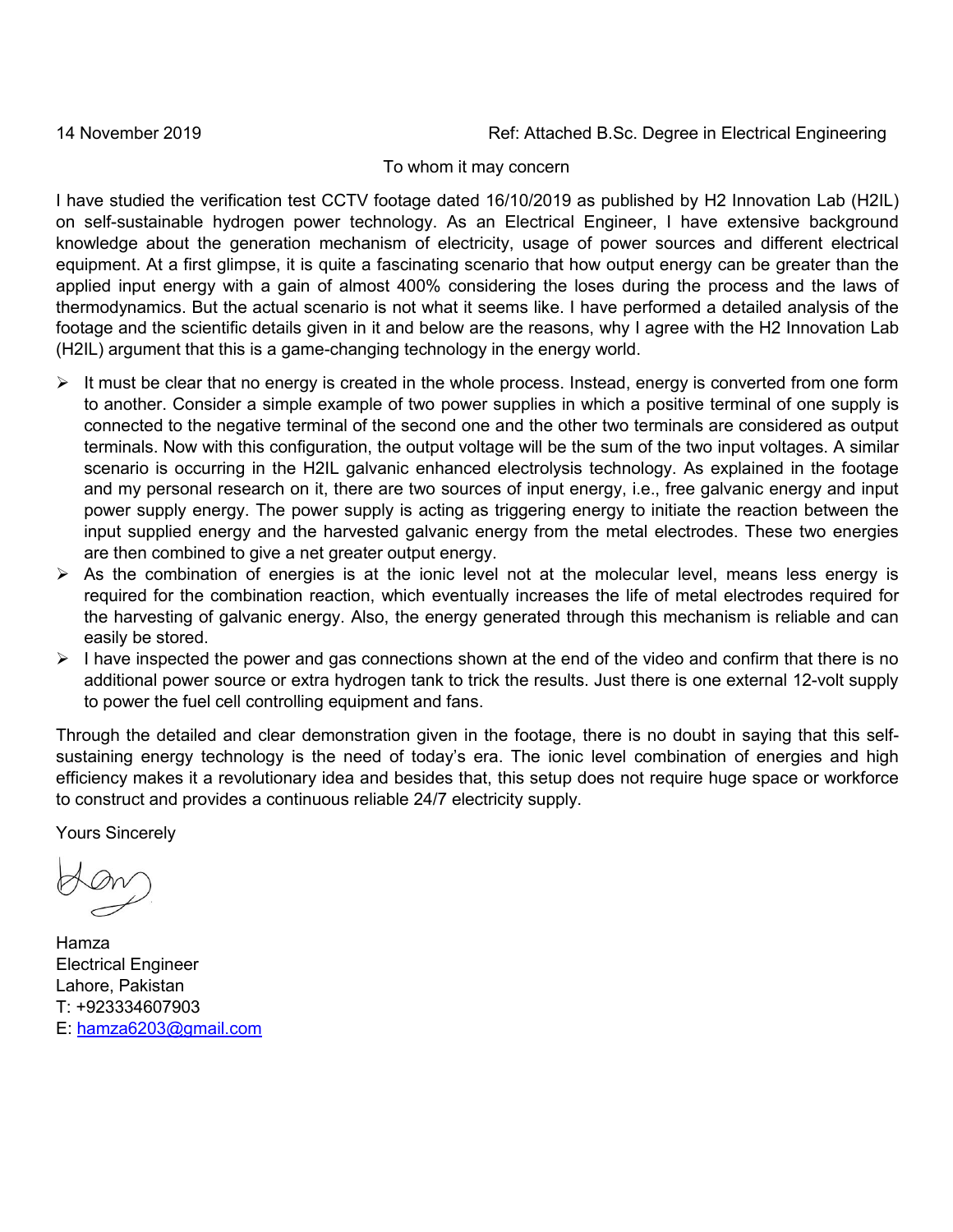14 November 2019

Ref: Attached B.Sc. Degree in Electrical Engineering

To whom it may concern

I have studied the verification test CCTV footage dated 16/10/2019 as published by H2 Innovation Lab (H2IL) on self-sustainable hydrogen power technology. As an Electrical Engineer, I have extensive background knowledge about the generation mechanism of electricity, usage of power sources and different electrical equipment. At a first glimpse, it is quite a fascinating scenario that how output energy can be greater than the applied input energy with a gain of almost 400% considering the loses during the process and the laws of thermodynamics. But the actual scenario is not what it seems like. I have performed a detailed analysis of the footage and the scientific details given in it and below are the reasons, why I agree with the H2 Innovation Lab (H2IL) argument that this is a game-changing technology in the energy world.

- It must be clear that no energy is created in the whole process. Instead, energy is converted from one form to another. Consider a simple example of two power supplies in which a positive terminal of one supply is connected to the negative terminal of the second one and the other two terminals are considered as output terminals. Now with this configuration, the output voltage will be the sum of the two input voltages. A similar scenario is occurring in the H2IL galvanic enhanced electrolysis technology. As explained in the footage and my personal research on it, there are two sources of input energy, i.e., free galvanic energy and input power supply energy. The power supply is acting as triggering energy to initiate the reaction between the input supplied energy and the harvested galvanic energy from the metal electrodes. These two energies are then combined to give a net greater output energy.
- As the combination of energies is at the ionic level not at the molecular level, means less energy is required for the combination reaction, which eventually increases the life of metal electrodes required for the harvesting of galvanic energy. Also, the energy generated through this mechanism is reliable and can easily be stored.
- I have inspected the power and gas connections shown at the end of the video and confirm that there is no additional power source or extra hydrogen tank to trick the results. Just there is one external 12-volt supply to power the fuel cell controlling equipment and fans.

Through the detailed and clear demonstration given in the footage, there is no doubt in saying that this self-sustaining energy technology is the need of today's era. The ionic level combination of energies and high efficiency makes it a revolutionary idea and besides that, this setup does not require huge space or workforce to construct and provides a continuous reliable 24/7 electricity supply.

Yours Sincerely

Hamza
Electrical Engineer
Lahore, Pakistan
T: +923334607903
E: hamza6203@gmail.com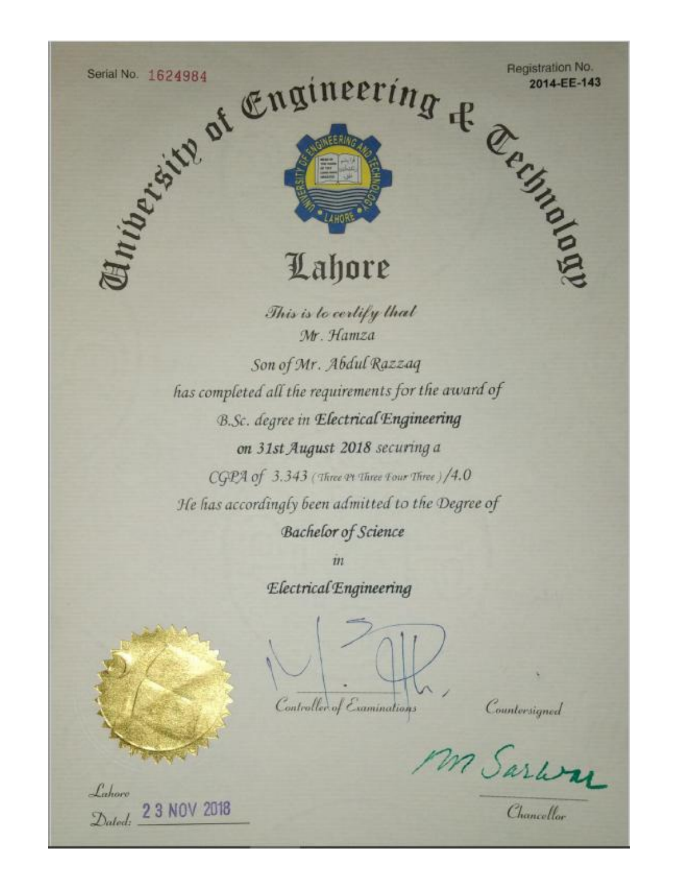Serial No. 1624984

Registration No.
**2014-EE-143**

# University of Engineering & Technology

# Lahore

*This is to certify that*

*Mr. Hamza*

*Son of Mr. Abdul Razzaq*

*has completed all the requirements for the award of*

*B.Sc. degree in* ***Electrical Engineering***

***on 31st August 2018*** *securing a*

*CGPA of 3.343 (Three Pt Three Four Three) /4.0*

*He has accordingly been admitted to the Degree of*

***Bachelor of Science***

*in*

***Electrical Engineering***

*Controller of Examinations*

*Countersigned*

*Chancellor*

*Lahore*

*Dated:* 23 NOV 2018